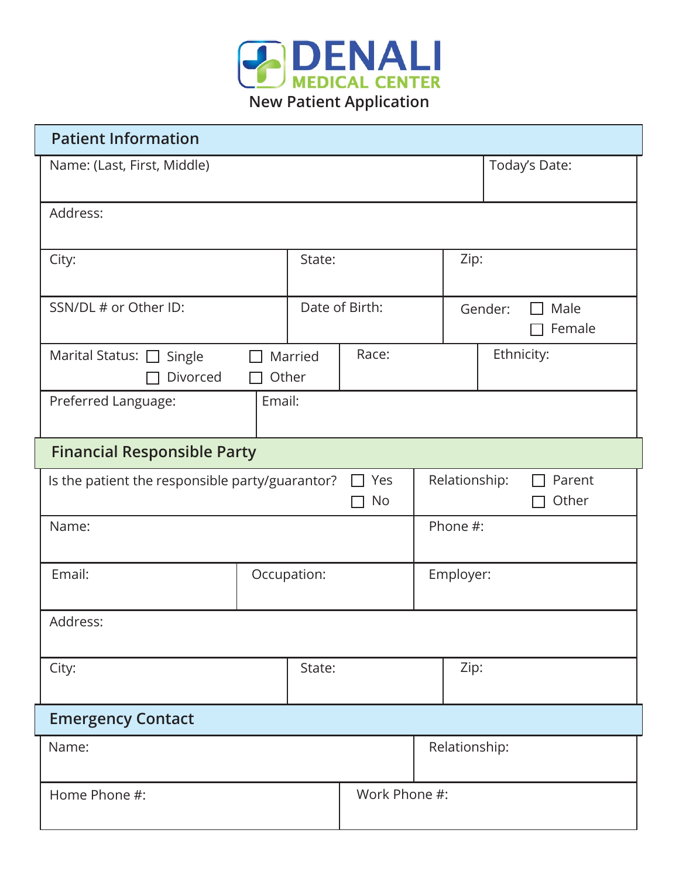# DENALI MEDICAL CENTER

## New Patient Application

### Patient Information

| Name: (Last, First, Middle) | | | Today's Date: |
|---|---|---|---|
| Address: | | | |
| City: | State: | Zip: | |
| SSN/DL # or Other ID: | Date of Birth: | Gender: ☐ Male ☐ Female | |
| Marital Status: ☐ Single ☐ Married ☐ Divorced ☐ Other | Race: | Ethnicity: | |
| Preferred Language: | Email: | | |

### Financial Responsible Party

| Is the patient the responsible party/guarantor? ☐ Yes ☐ No | | Relationship: ☐ Parent ☐ Other |
|---|---|---|
| Name: | | Phone #: |
| Email: | Occupation: | Employer: |
| Address: | | |
| City: | State: | Zip: |

### Emergency Contact

| Name: | Relationship: |
|---|---|
| Home Phone #: | Work Phone #: |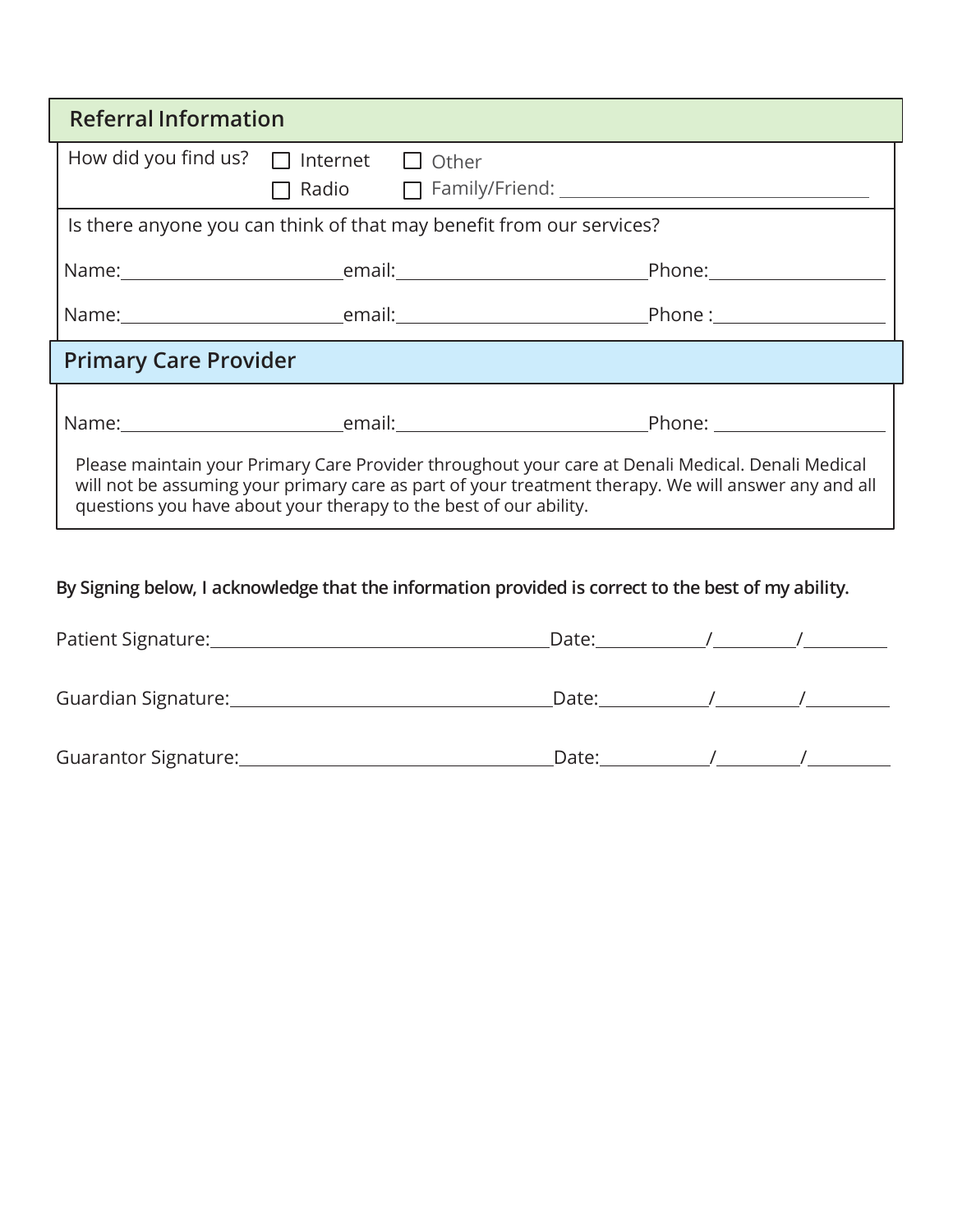## Referral Information

How did you find us? ☐ Internet ☐ Radio ☐ Other ☐ Family/Friend: ____________________

Is there anyone you can think of that may benefit from our services?

Name:____________________ email:____________________ Phone:____________________

Name:____________________ email:____________________ Phone :____________________

## Primary Care Provider

Name:____________________ email:____________________ Phone: ____________________

Please maintain your Primary Care Provider throughout your care at Denali Medical. Denali Medical will not be assuming your primary care as part of your treatment therapy. We will answer any and all questions you have about your therapy to the best of our ability.

**By Signing below, I acknowledge that the information provided is correct to the best of my ability.**

Patient Signature:______________________________ Date:________/________/________

Guardian Signature:______________________________ Date:________/________/________

Guarantor Signature:______________________________ Date:________/________/________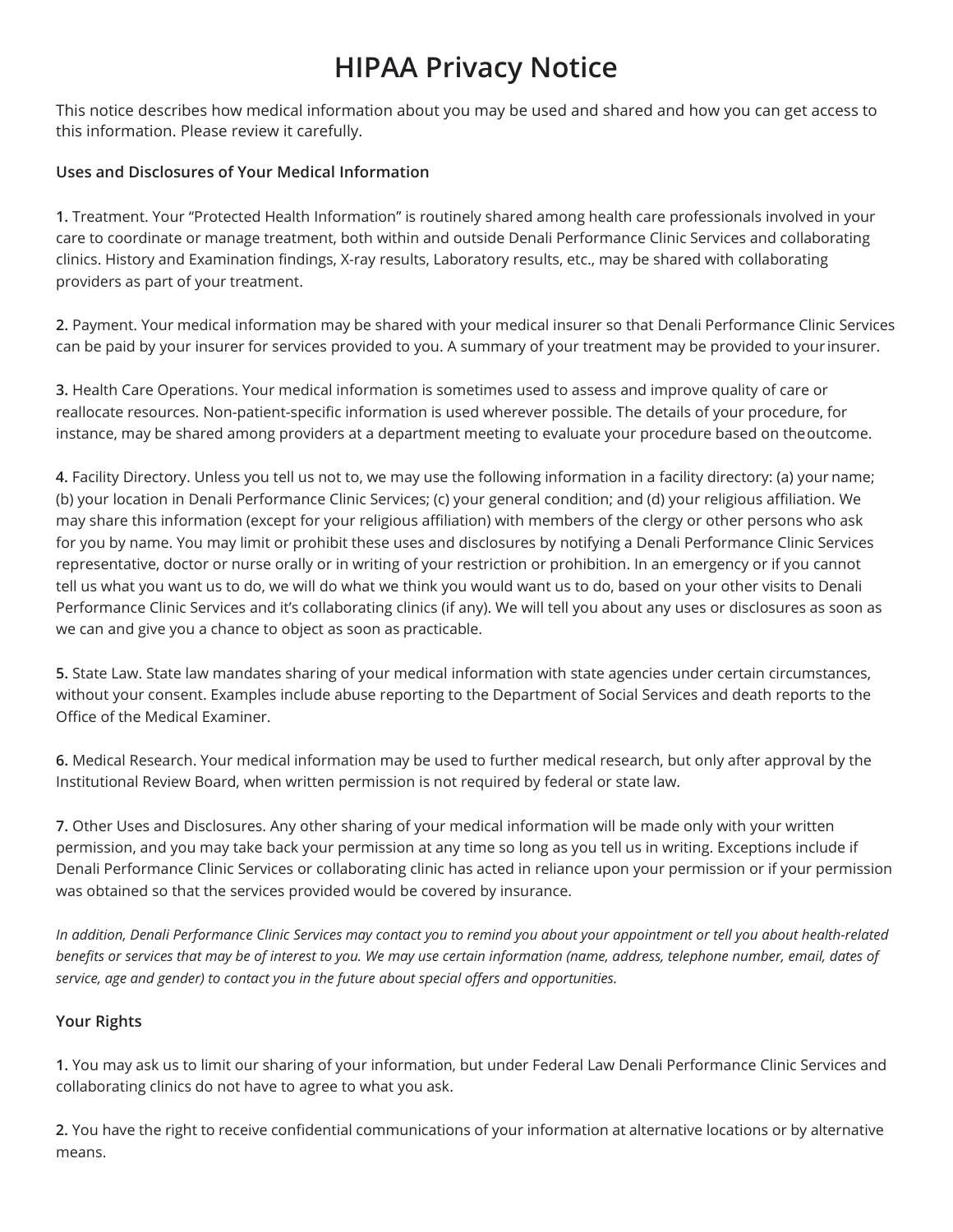# HIPAA Privacy Notice

This notice describes how medical information about you may be used and shared and how you can get access to this information. Please review it carefully.

**Uses and Disclosures of Your Medical Information**

**1.** Treatment. Your "Protected Health Information" is routinely shared among health care professionals involved in your care to coordinate or manage treatment, both within and outside Denali Performance Clinic Services and collaborating clinics. History and Examination findings, X-ray results, Laboratory results, etc., may be shared with collaborating providers as part of your treatment.

**2.** Payment. Your medical information may be shared with your medical insurer so that Denali Performance Clinic Services can be paid by your insurer for services provided to you. A summary of your treatment may be provided to your insurer.

**3.** Health Care Operations. Your medical information is sometimes used to assess and improve quality of care or reallocate resources. Non-patient-specific information is used wherever possible. The details of your procedure, for instance, may be shared among providers at a department meeting to evaluate your procedure based on the outcome.

**4.** Facility Directory. Unless you tell us not to, we may use the following information in a facility directory: (a) your name; (b) your location in Denali Performance Clinic Services; (c) your general condition; and (d) your religious affiliation. We may share this information (except for your religious affiliation) with members of the clergy or other persons who ask for you by name. You may limit or prohibit these uses and disclosures by notifying a Denali Performance Clinic Services representative, doctor or nurse orally or in writing of your restriction or prohibition. In an emergency or if you cannot tell us what you want us to do, we will do what we think you would want us to do, based on your other visits to Denali Performance Clinic Services and it's collaborating clinics (if any). We will tell you about any uses or disclosures as soon as we can and give you a chance to object as soon as practicable.

**5.** State Law. State law mandates sharing of your medical information with state agencies under certain circumstances, without your consent. Examples include abuse reporting to the Department of Social Services and death reports to the Office of the Medical Examiner.

**6.** Medical Research. Your medical information may be used to further medical research, but only after approval by the Institutional Review Board, when written permission is not required by federal or state law.

**7.** Other Uses and Disclosures. Any other sharing of your medical information will be made only with your written permission, and you may take back your permission at any time so long as you tell us in writing. Exceptions include if Denali Performance Clinic Services or collaborating clinic has acted in reliance upon your permission or if your permission was obtained so that the services provided would be covered by insurance.

*In addition, Denali Performance Clinic Services may contact you to remind you about your appointment or tell you about health-related benefits or services that may be of interest to you. We may use certain information (name, address, telephone number, email, dates of service, age and gender) to contact you in the future about special offers and opportunities.*

**Your Rights**

**1.** You may ask us to limit our sharing of your information, but under Federal Law Denali Performance Clinic Services and collaborating clinics do not have to agree to what you ask.

**2.** You have the right to receive confidential communications of your information at alternative locations or by alternative means.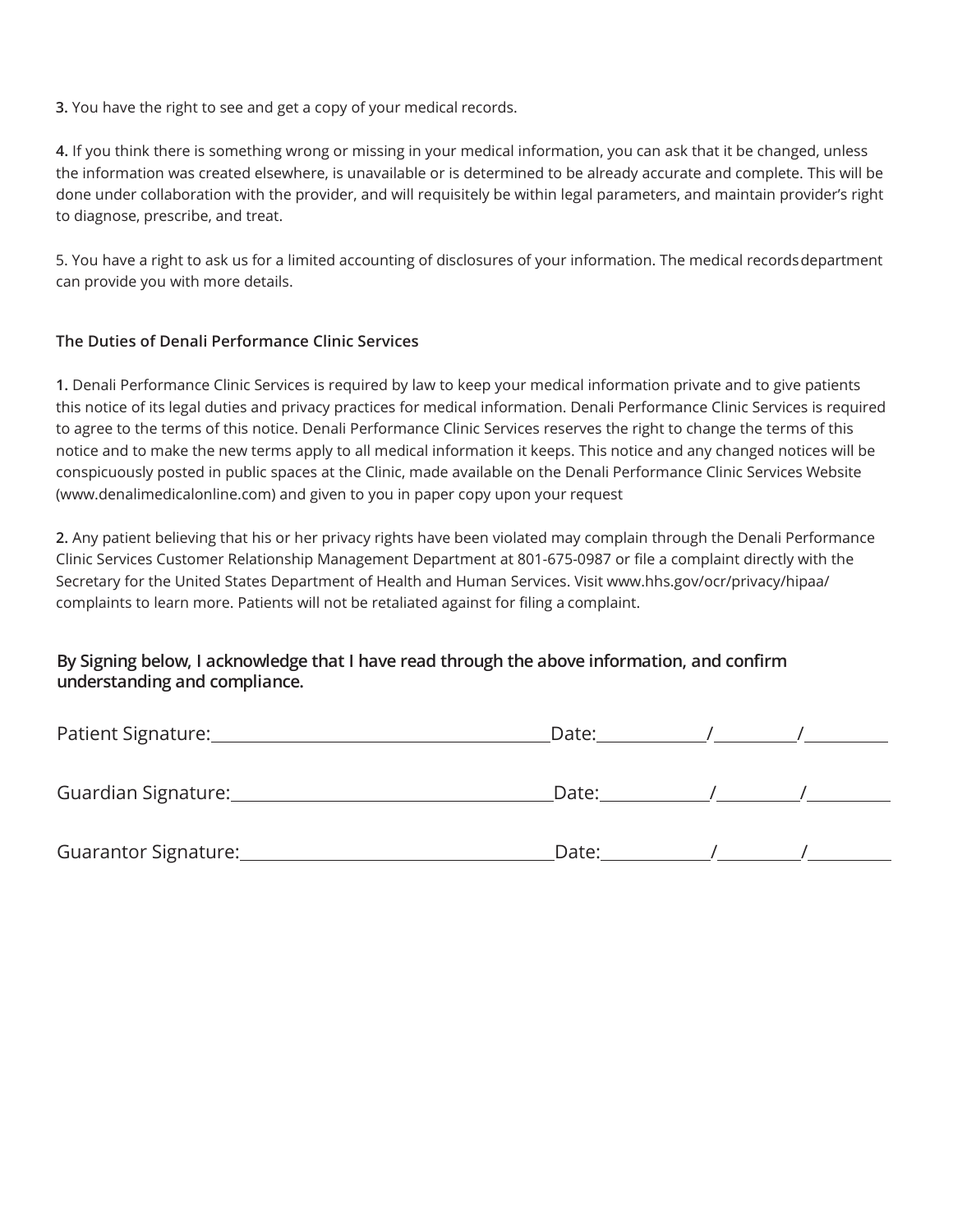**3.** You have the right to see and get a copy of your medical records.

**4.** If you think there is something wrong or missing in your medical information, you can ask that it be changed, unless the information was created elsewhere, is unavailable or is determined to be already accurate and complete. This will be done under collaboration with the provider, and will requisitely be within legal parameters, and maintain provider's right to diagnose, prescribe, and treat.

5. You have a right to ask us for a limited accounting of disclosures of your information. The medical records department can provide you with more details.

### The Duties of Denali Performance Clinic Services

**1.** Denali Performance Clinic Services is required by law to keep your medical information private and to give patients this notice of its legal duties and privacy practices for medical information. Denali Performance Clinic Services is required to agree to the terms of this notice. Denali Performance Clinic Services reserves the right to change the terms of this notice and to make the new terms apply to all medical information it keeps. This notice and any changed notices will be conspicuously posted in public spaces at the Clinic, made available on the Denali Performance Clinic Services Website (www.denalimedicalonline.com) and given to you in paper copy upon your request

**2.** Any patient believing that his or her privacy rights have been violated may complain through the Denali Performance Clinic Services Customer Relationship Management Department at 801-675-0987 or file a complaint directly with the Secretary for the United States Department of Health and Human Services. Visit www.hhs.gov/ocr/privacy/hipaa/complaints to learn more. Patients will not be retaliated against for filing a complaint.

**By Signing below, I acknowledge that I have read through the above information, and confirm understanding and compliance.**

Patient Signature:______________________________ Date:______/______/______

Guardian Signature:______________________________ Date:______/______/______

Guarantor Signature:______________________________ Date:______/______/______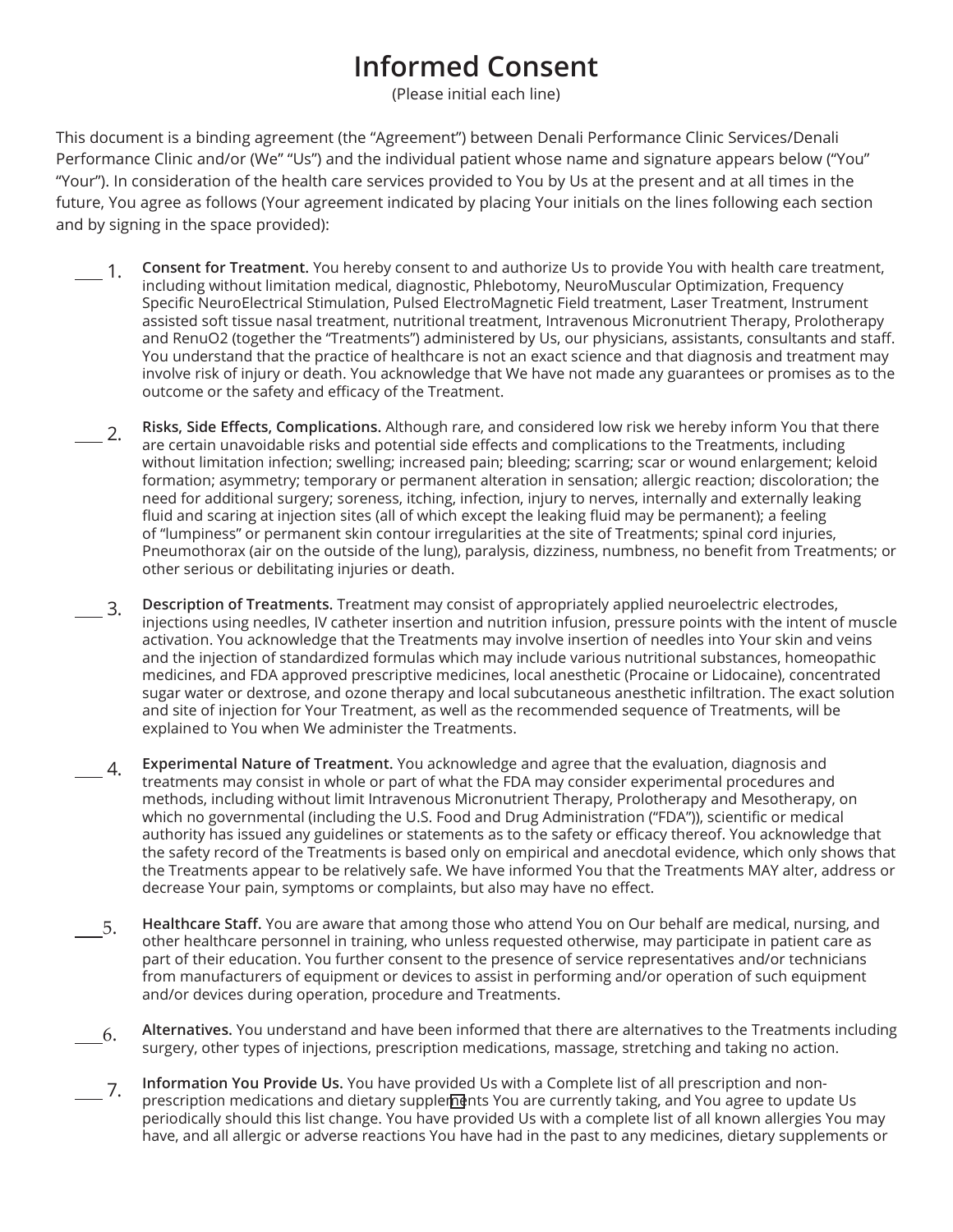# Informed Consent

(Please initial each line)

This document is a binding agreement (the "Agreement") between Denali Performance Clinic Services/Denali Performance Clinic and/or (We" "Us") and the individual patient whose name and signature appears below ("You" "Your"). In consideration of the health care services provided to You by Us at the present and at all times in the future, You agree as follows (Your agreement indicated by placing Your initials on the lines following each section and by signing in the space provided):

___ 1. **Consent for Treatment.** You hereby consent to and authorize Us to provide You with health care treatment, including without limitation medical, diagnostic, Phlebotomy, NeuroMuscular Optimization, Frequency Specific NeuroElectrical Stimulation, Pulsed ElectroMagnetic Field treatment, Laser Treatment, Instrument assisted soft tissue nasal treatment, nutritional treatment, Intravenous Micronutrient Therapy, Prolotherapy and RenuO2 (together the "Treatments") administered by Us, our physicians, assistants, consultants and staff. You understand that the practice of healthcare is not an exact science and that diagnosis and treatment may involve risk of injury or death. You acknowledge that We have not made any guarantees or promises as to the outcome or the safety and efficacy of the Treatment.

___ 2. **Risks, Side Effects, Complications.** Although rare, and considered low risk we hereby inform You that there are certain unavoidable risks and potential side effects and complications to the Treatments, including without limitation infection; swelling; increased pain; bleeding; scarring; scar or wound enlargement; keloid formation; asymmetry; temporary or permanent alteration in sensation; allergic reaction; discoloration; the need for additional surgery; soreness, itching, infection, injury to nerves, internally and externally leaking fluid and scaring at injection sites (all of which except the leaking fluid may be permanent); a feeling of "lumpiness" or permanent skin contour irregularities at the site of Treatments; spinal cord injuries, Pneumothorax (air on the outside of the lung), paralysis, dizziness, numbness, no benefit from Treatments; or other serious or debilitating injuries or death.

___ 3. **Description of Treatments.** Treatment may consist of appropriately applied neuroelectric electrodes, injections using needles, IV catheter insertion and nutrition infusion, pressure points with the intent of muscle activation. You acknowledge that the Treatments may involve insertion of needles into Your skin and veins and the injection of standardized formulas which may include various nutritional substances, homeopathic medicines, and FDA approved prescriptive medicines, local anesthetic (Procaine or Lidocaine), concentrated sugar water or dextrose, and ozone therapy and local subcutaneous anesthetic infiltration. The exact solution and site of injection for Your Treatment, as well as the recommended sequence of Treatments, will be explained to You when We administer the Treatments.

___ 4. **Experimental Nature of Treatment.** You acknowledge and agree that the evaluation, diagnosis and treatments may consist in whole or part of what the FDA may consider experimental procedures and methods, including without limit Intravenous Micronutrient Therapy, Prolotherapy and Mesotherapy, on which no governmental (including the U.S. Food and Drug Administration ("FDA")), scientific or medical authority has issued any guidelines or statements as to the safety or efficacy thereof. You acknowledge that the safety record of the Treatments is based only on empirical and anecdotal evidence, which only shows that the Treatments appear to be relatively safe. We have informed You that the Treatments MAY alter, address or decrease Your pain, symptoms or complaints, but also may have no effect.

___ 5. **Healthcare Staff.** You are aware that among those who attend You on Our behalf are medical, nursing, and other healthcare personnel in training, who unless requested otherwise, may participate in patient care as part of their education. You further consent to the presence of service representatives and/or technicians from manufacturers of equipment or devices to assist in performing and/or operation of such equipment and/or devices during operation, procedure and Treatments.

___ 6. **Alternatives.** You understand and have been informed that there are alternatives to the Treatments including surgery, other types of injections, prescription medications, massage, stretching and taking no action.

___ 7. **Information You Provide Us.** You have provided Us with a Complete list of all prescription and non-prescription medications and dietary supplements You are currently taking, and You agree to update Us periodically should this list change. You have provided Us with a complete list of all known allergies You may have, and all allergic or adverse reactions You have had in the past to any medicines, dietary supplements or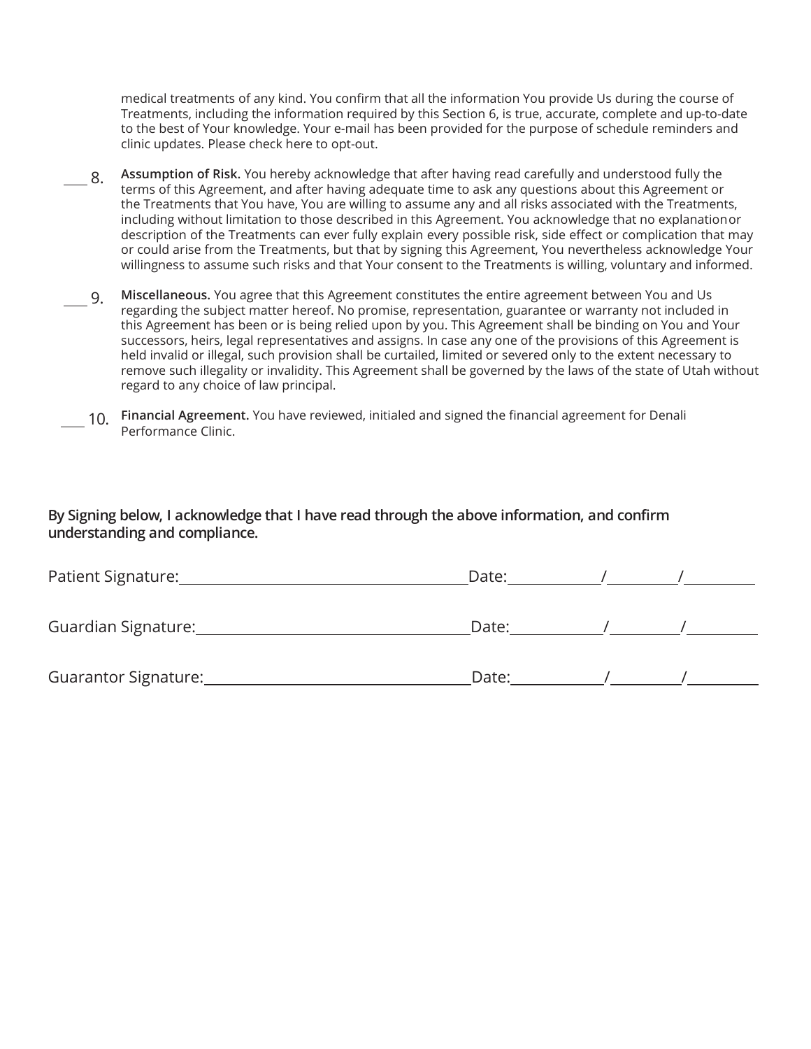medical treatments of any kind. You confirm that all the information You provide Us during the course of Treatments, including the information required by this Section 6, is true, accurate, complete and up-to-date to the best of Your knowledge. Your e-mail has been provided for the purpose of schedule reminders and clinic updates. Please check here to opt-out.

___ 8. **Assumption of Risk.** You hereby acknowledge that after having read carefully and understood fully the terms of this Agreement, and after having adequate time to ask any questions about this Agreement or the Treatments that You have, You are willing to assume any and all risks associated with the Treatments, including without limitation to those described in this Agreement. You acknowledge that no explanationor description of the Treatments can ever fully explain every possible risk, side effect or complication that may or could arise from the Treatments, but that by signing this Agreement, You nevertheless acknowledge Your willingness to assume such risks and that Your consent to the Treatments is willing, voluntary and informed.

___ 9. **Miscellaneous.** You agree that this Agreement constitutes the entire agreement between You and Us regarding the subject matter hereof. No promise, representation, guarantee or warranty not included in this Agreement has been or is being relied upon by you. This Agreement shall be binding on You and Your successors, heirs, legal representatives and assigns. In case any one of the provisions of this Agreement is held invalid or illegal, such provision shall be curtailed, limited or severed only to the extent necessary to remove such illegality or invalidity. This Agreement shall be governed by the laws of the state of Utah without regard to any choice of law principal.

___ 10. **Financial Agreement.** You have reviewed, initialed and signed the financial agreement for Denali Performance Clinic.

**By Signing below, I acknowledge that I have read through the above information, and confirm understanding and compliance.**

Patient Signature:______________________________ Date:________/________/________

Guardian Signature:______________________________ Date:________/________/________

Guarantor Signature:______________________________ Date:________/________/________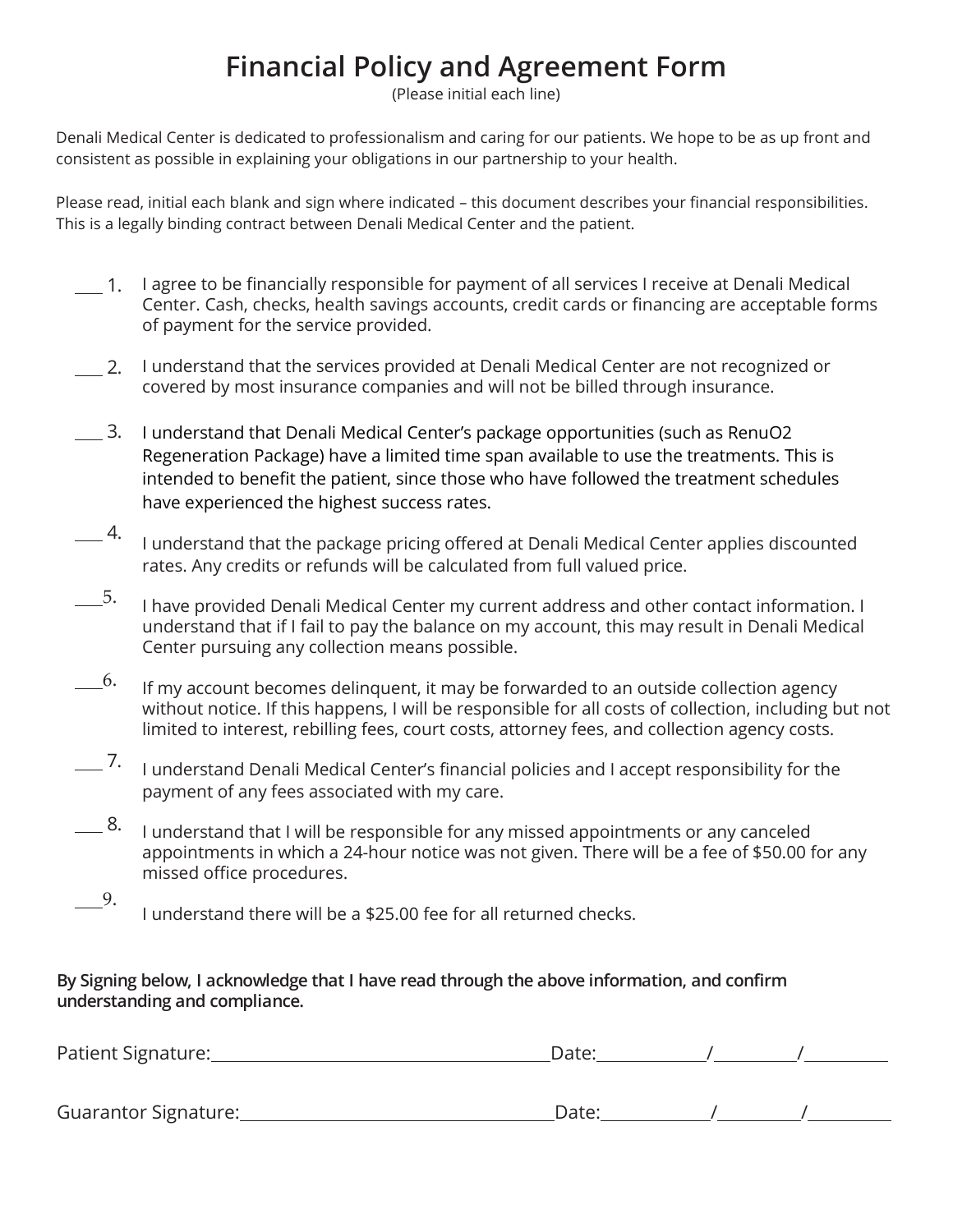# Financial Policy and Agreement Form

(Please initial each line)

Denali Medical Center is dedicated to professionalism and caring for our patients. We hope to be as up front and consistent as possible in explaining your obligations in our partnership to your health.

Please read, initial each blank and sign where indicated – this document describes your financial responsibilities. This is a legally binding contract between Denali Medical Center and the patient.

___ 1. I agree to be financially responsible for payment of all services I receive at Denali Medical Center. Cash, checks, health savings accounts, credit cards or financing are acceptable forms of payment for the service provided.

___ 2. I understand that the services provided at Denali Medical Center are not recognized or covered by most insurance companies and will not be billed through insurance.

___ 3. I understand that Denali Medical Center's package opportunities (such as RenuO2 Regeneration Package) have a limited time span available to use the treatments. This is intended to benefit the patient, since those who have followed the treatment schedules have experienced the highest success rates.

___ 4. I understand that the package pricing offered at Denali Medical Center applies discounted rates. Any credits or refunds will be calculated from full valued price.

___ 5. I have provided Denali Medical Center my current address and other contact information. I understand that if I fail to pay the balance on my account, this may result in Denali Medical Center pursuing any collection means possible.

___ 6. If my account becomes delinquent, it may be forwarded to an outside collection agency without notice. If this happens, I will be responsible for all costs of collection, including but not limited to interest, rebilling fees, court costs, attorney fees, and collection agency costs.

___ 7. I understand Denali Medical Center's financial policies and I accept responsibility for the payment of any fees associated with my care.

___ 8. I understand that I will be responsible for any missed appointments or any canceled appointments in which a 24-hour notice was not given. There will be a fee of $50.00 for any missed office procedures.

___ 9. I understand there will be a $25.00 fee for all returned checks.

**By Signing below, I acknowledge that I have read through the above information, and confirm understanding and compliance.**

Patient Signature:________________________________ Date:_______/_______/_______

Guarantor Signature:______________________________ Date:_______/_______/_______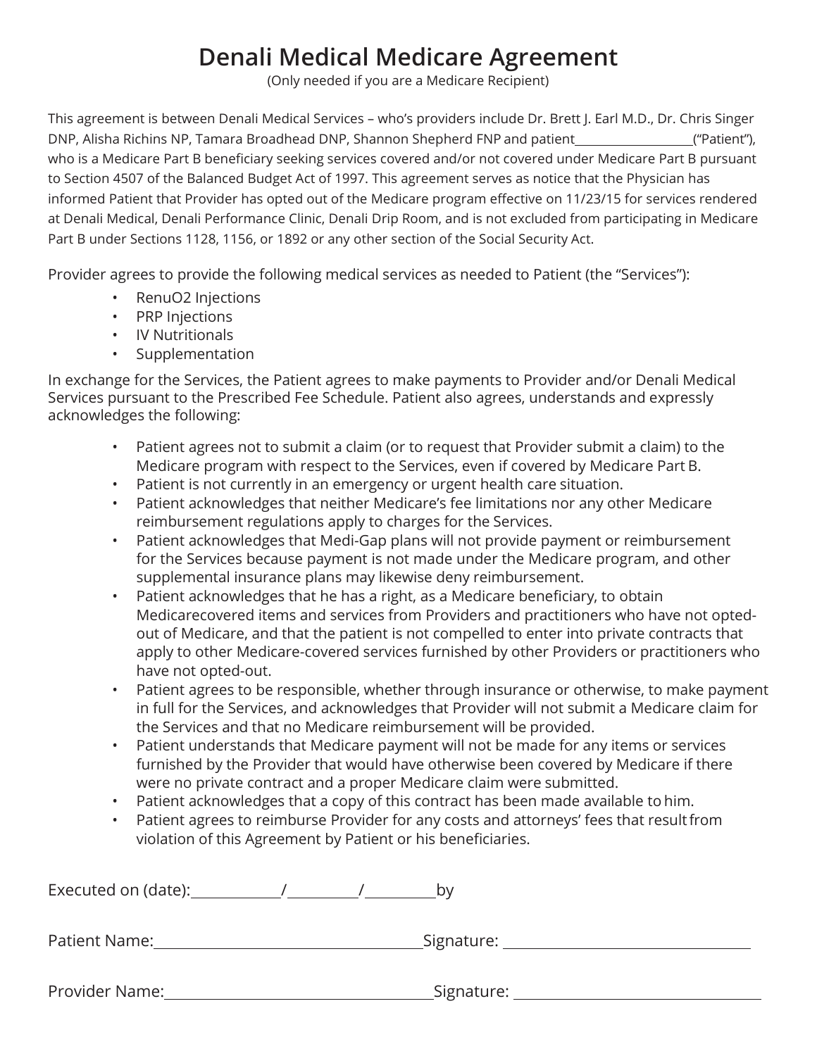# Denali Medical Medicare Agreement

(Only needed if you are a Medicare Recipient)

This agreement is between Denali Medical Services – who's providers include Dr. Brett J. Earl M.D., Dr. Chris Singer DNP, Alisha Richins NP, Tamara Broadhead DNP, Shannon Shepherd FNP and patient\_\_\_\_\_\_\_\_\_\_\_\_\_\_\_\_\_\_("Patient"), who is a Medicare Part B beneficiary seeking services covered and/or not covered under Medicare Part B pursuant to Section 4507 of the Balanced Budget Act of 1997. This agreement serves as notice that the Physician has informed Patient that Provider has opted out of the Medicare program effective on 11/23/15 for services rendered at Denali Medical, Denali Performance Clinic, Denali Drip Room, and is not excluded from participating in Medicare Part B under Sections 1128, 1156, or 1892 or any other section of the Social Security Act.

Provider agrees to provide the following medical services as needed to Patient (the "Services"):

- RenuO2 Injections
- PRP Injections
- IV Nutritionals
- Supplementation

In exchange for the Services, the Patient agrees to make payments to Provider and/or Denali Medical Services pursuant to the Prescribed Fee Schedule. Patient also agrees, understands and expressly acknowledges the following:

- Patient agrees not to submit a claim (or to request that Provider submit a claim) to the Medicare program with respect to the Services, even if covered by Medicare Part B.
- Patient is not currently in an emergency or urgent health care situation.
- Patient acknowledges that neither Medicare's fee limitations nor any other Medicare reimbursement regulations apply to charges for the Services.
- Patient acknowledges that Medi-Gap plans will not provide payment or reimbursement for the Services because payment is not made under the Medicare program, and other supplemental insurance plans may likewise deny reimbursement.
- Patient acknowledges that he has a right, as a Medicare beneficiary, to obtain Medicarecovered items and services from Providers and practitioners who have not opted-out of Medicare, and that the patient is not compelled to enter into private contracts that apply to other Medicare-covered services furnished by other Providers or practitioners who have not opted-out.
- Patient agrees to be responsible, whether through insurance or otherwise, to make payment in full for the Services, and acknowledges that Provider will not submit a Medicare claim for the Services and that no Medicare reimbursement will be provided.
- Patient understands that Medicare payment will not be made for any items or services furnished by the Provider that would have otherwise been covered by Medicare if there were no private contract and a proper Medicare claim were submitted.
- Patient acknowledges that a copy of this contract has been made available to him.
- Patient agrees to reimburse Provider for any costs and attorneys' fees that result from violation of this Agreement by Patient or his beneficiaries.

Executed on (date):\_\_\_\_\_\_\_\_\_\_/\_\_\_\_\_\_\_\_\_/\_\_\_\_\_\_\_\_\_by

Patient Name:\_\_\_\_\_\_\_\_\_\_\_\_\_\_\_\_\_\_\_\_\_\_\_\_\_\_\_\_\_\_Signature: \_\_\_\_\_\_\_\_\_\_\_\_\_\_\_\_\_\_\_\_\_\_\_\_\_\_\_\_

Provider Name:\_\_\_\_\_\_\_\_\_\_\_\_\_\_\_\_\_\_\_\_\_\_\_\_\_\_\_\_\_\_Signature: \_\_\_\_\_\_\_\_\_\_\_\_\_\_\_\_\_\_\_\_\_\_\_\_\_\_\_\_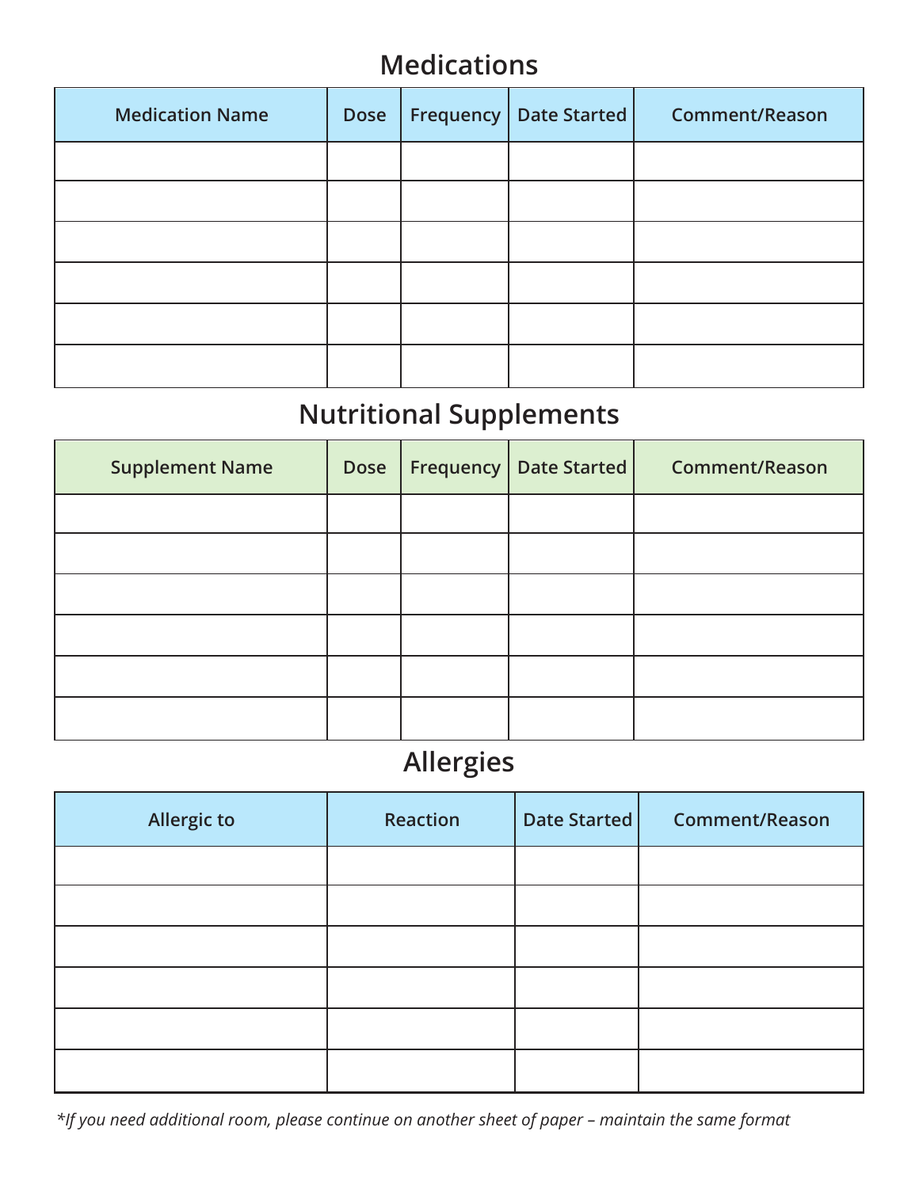## Medications

| Medication Name | Dose | Frequency | Date Started | Comment/Reason |
|---|---|---|---|---|
| | | | | |
| | | | | |
| | | | | |
| | | | | |
| | | | | |
| | | | | |

## Nutritional Supplements

| Supplement Name | Dose | Frequency | Date Started | Comment/Reason |
|---|---|---|---|---|
| | | | | |
| | | | | |
| | | | | |
| | | | | |
| | | | | |
| | | | | |

## Allergies

| Allergic to | Reaction | Date Started | Comment/Reason |
|---|---|---|---|
| | | | |
| | | | |
| | | | |
| | | | |
| | | | |
| | | | |

*\*If you need additional room, please continue on another sheet of paper – maintain the same format*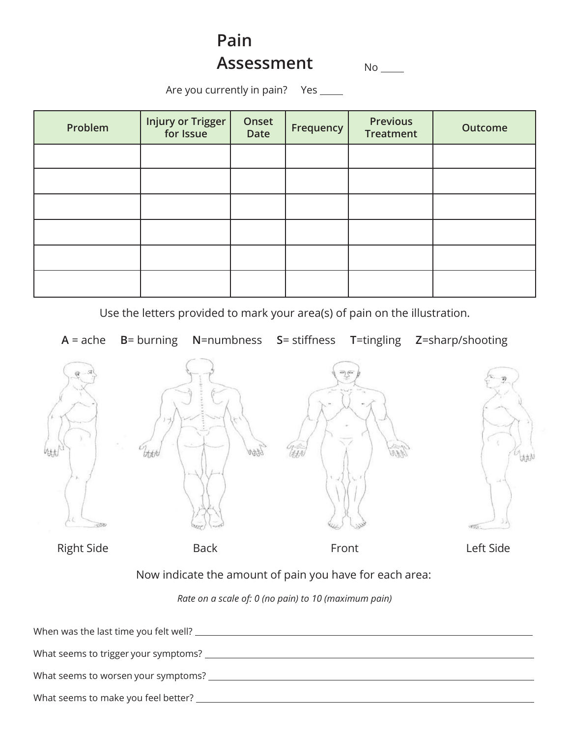# Pain Assessment

Are you currently in pain? Yes _____ No _____

| Problem | Injury or Trigger for Issue | Onset Date | Frequency | Previous Treatment | Outcome |
|---|---|---|---|---|---|
| | | | | | |
| | | | | | |
| | | | | | |
| | | | | | |
| | | | | | |
| | | | | | |

Use the letters provided to mark your area(s) of pain on the illustration.

**A** = ache **B**= burning **N**=numbness **S**= stiffness **T**=tingling **Z**=sharp/shooting

Right Side Back Front Left Side

Now indicate the amount of pain you have for each area:

*Rate on a scale of: 0 (no pain) to 10 (maximum pain)*

When was the last time you felt well? ______________________________

What seems to trigger your symptoms? ______________________________

What seems to worsen your symptoms? ______________________________

What seems to make you feel better? ______________________________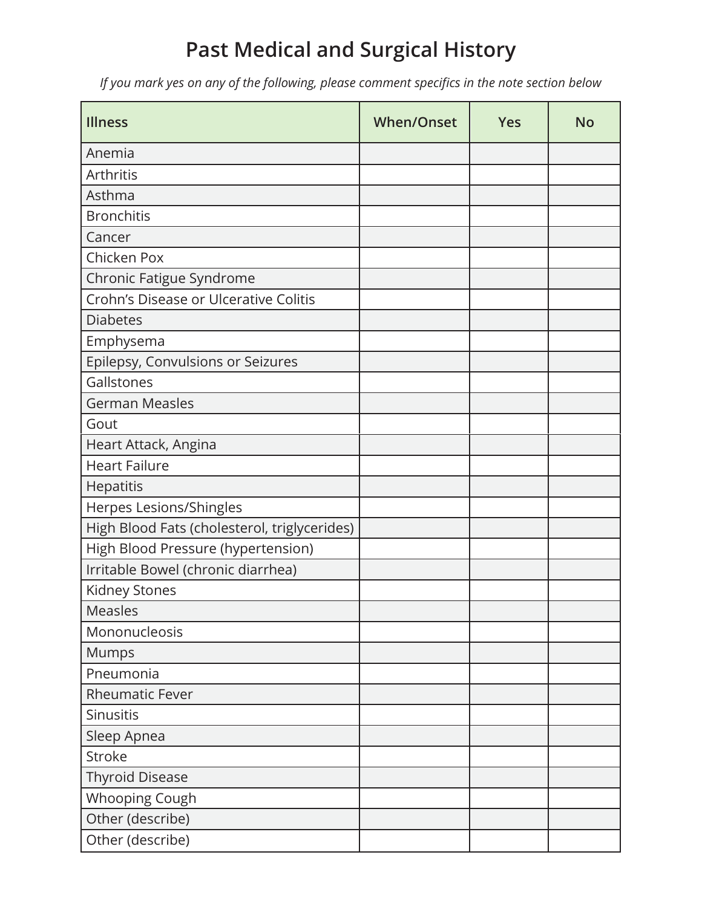# Past Medical and Surgical History

*If you mark yes on any of the following, please comment specifics in the note section below*

| Illness | When/Onset | Yes | No |
|---|---|---|---|
| Anemia | | | |
| Arthritis | | | |
| Asthma | | | |
| Bronchitis | | | |
| Cancer | | | |
| Chicken Pox | | | |
| Chronic Fatigue Syndrome | | | |
| Crohn's Disease or Ulcerative Colitis | | | |
| Diabetes | | | |
| Emphysema | | | |
| Epilepsy, Convulsions or Seizures | | | |
| Gallstones | | | |
| German Measles | | | |
| Gout | | | |
| Heart Attack, Angina | | | |
| Heart Failure | | | |
| Hepatitis | | | |
| Herpes Lesions/Shingles | | | |
| High Blood Fats (cholesterol, triglycerides) | | | |
| High Blood Pressure (hypertension) | | | |
| Irritable Bowel (chronic diarrhea) | | | |
| Kidney Stones | | | |
| Measles | | | |
| Mononucleosis | | | |
| Mumps | | | |
| Pneumonia | | | |
| Rheumatic Fever | | | |
| Sinusitis | | | |
| Sleep Apnea | | | |
| Stroke | | | |
| Thyroid Disease | | | |
| Whooping Cough | | | |
| Other (describe) | | | |
| Other (describe) | | | |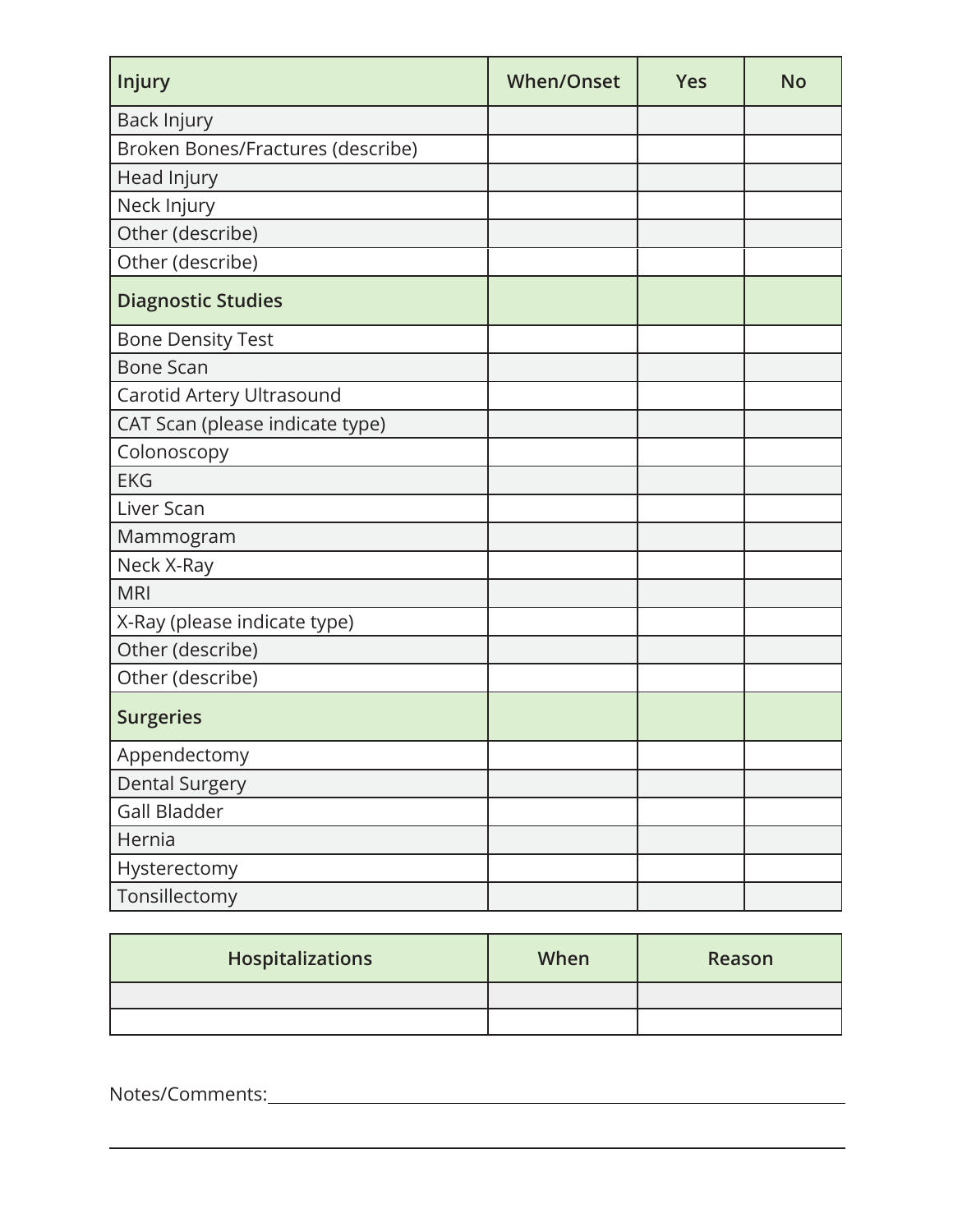| Injury | When/Onset | Yes | No |
| --- | --- | --- | --- |
| Back Injury | | | |
| Broken Bones/Fractures (describe) | | | |
| Head Injury | | | |
| Neck Injury | | | |
| Other (describe) | | | |
| Other (describe) | | | |
| **Diagnostic Studies** | | | |
| Bone Density Test | | | |
| Bone Scan | | | |
| Carotid Artery Ultrasound | | | |
| CAT Scan (please indicate type) | | | |
| Colonoscopy | | | |
| EKG | | | |
| Liver Scan | | | |
| Mammogram | | | |
| Neck X-Ray | | | |
| MRI | | | |
| X-Ray (please indicate type) | | | |
| Other (describe) | | | |
| Other (describe) | | | |
| **Surgeries** | | | |
| Appendectomy | | | |
| Dental Surgery | | | |
| Gall Bladder | | | |
| Hernia | | | |
| Hysterectomy | | | |
| Tonsillectomy | | | |

| Hospitalizations | When | Reason |
| --- | --- | --- |
| | | |
| | | |

Notes/Comments: \_\_\_\_\_\_\_\_\_\_\_\_\_\_\_\_\_\_\_\_\_\_\_\_\_\_\_\_\_\_\_\_\_\_\_\_\_\_\_\_\_\_\_\_\_\_\_\_\_\_\_\_\_\_\_\_\_\_\_\_

\_\_\_\_\_\_\_\_\_\_\_\_\_\_\_\_\_\_\_\_\_\_\_\_\_\_\_\_\_\_\_\_\_\_\_\_\_\_\_\_\_\_\_\_\_\_\_\_\_\_\_\_\_\_\_\_\_\_\_\_\_\_\_\_\_\_\_\_\_\_\_\_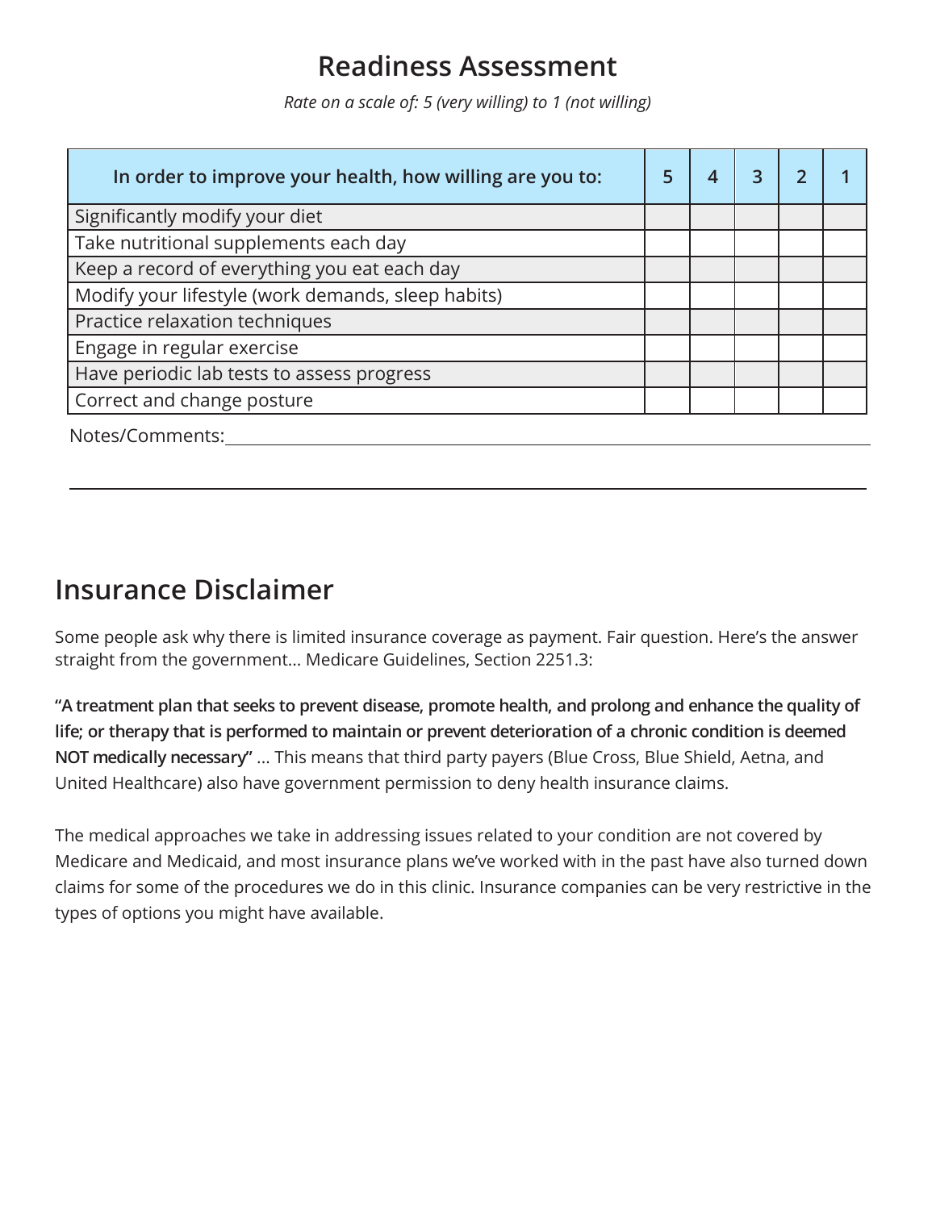# Readiness Assessment

*Rate on a scale of: 5 (very willing) to 1 (not willing)*

| In order to improve your health, how willing are you to: | 5 | 4 | 3 | 2 | 1 |
|---|---|---|---|---|---|
| Significantly modify your diet | | | | | |
| Take nutritional supplements each day | | | | | |
| Keep a record of everything you eat each day | | | | | |
| Modify your lifestyle (work demands, sleep habits) | | | | | |
| Practice relaxation techniques | | | | | |
| Engage in regular exercise | | | | | |
| Have periodic lab tests to assess progress | | | | | |
| Correct and change posture | | | | | |

Notes/Comments:______________________________________________________________

______________________________________________________________________________

## Insurance Disclaimer

Some people ask why there is limited insurance coverage as payment. Fair question. Here's the answer straight from the government... Medicare Guidelines, Section 2251.3:

**"A treatment plan that seeks to prevent disease, promote health, and prolong and enhance the quality of life; or therapy that is performed to maintain or prevent deterioration of a chronic condition is deemed NOT medically necessary"** ... This means that third party payers (Blue Cross, Blue Shield, Aetna, and United Healthcare) also have government permission to deny health insurance claims.

The medical approaches we take in addressing issues related to your condition are not covered by Medicare and Medicaid, and most insurance plans we've worked with in the past have also turned down claims for some of the procedures we do in this clinic. Insurance companies can be very restrictive in the types of options you might have available.